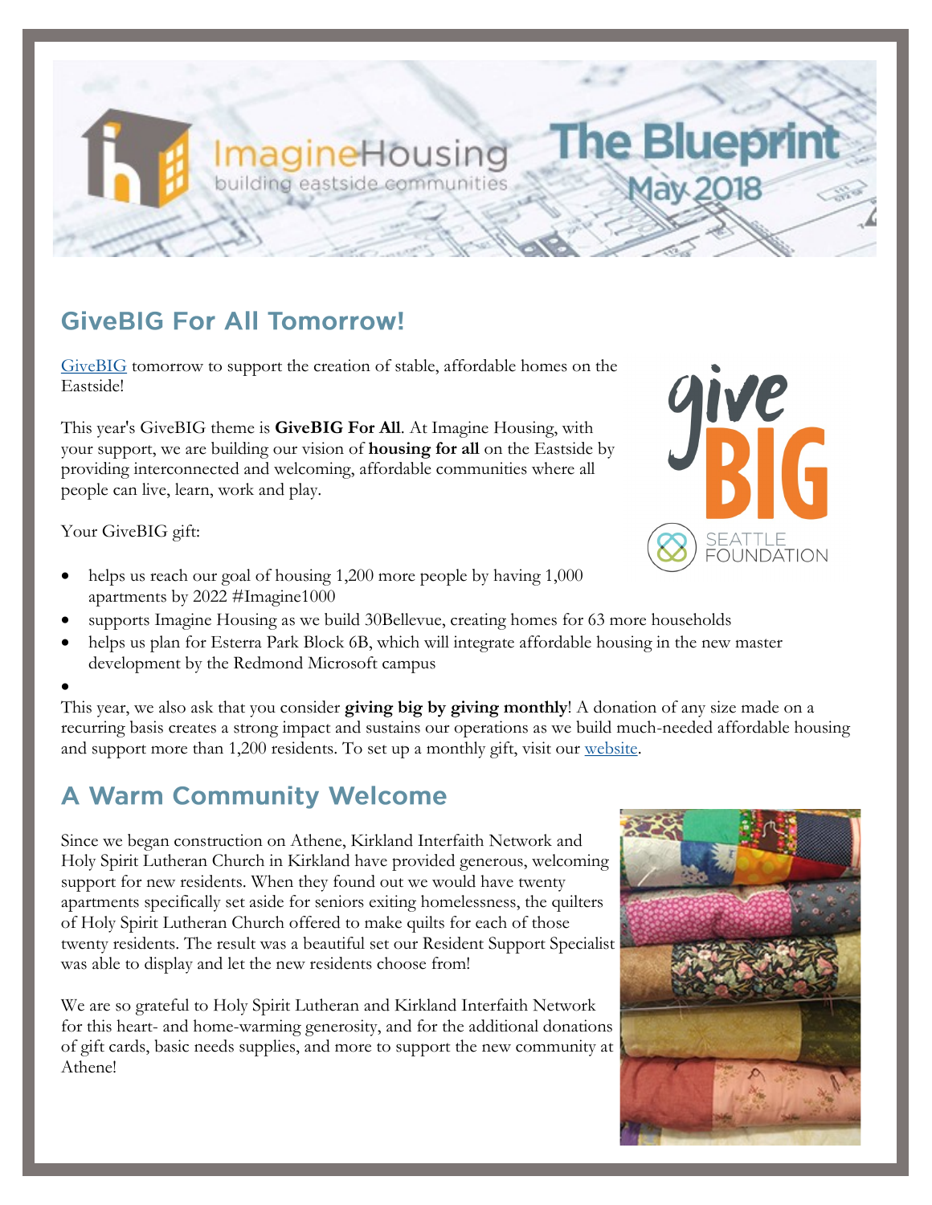# ImagineHousing — building eastside communities

# The Blueprint

May 2018

## GiveBIG For All Tomorrow!

GiveBIG tomorrow to support the creation of stable, affordable homes on the Eastside!

This year's GiveBIG theme is **GiveBIG For All**. At Imagine Housing, with your support, we are building our vision of **housing for all** on the Eastside by providing interconnected and welcoming, affordable communities where all people can live, learn, work and play.

Your GiveBIG gift:

- helps us reach our goal of housing 1,200 more people by having 1,000 apartments by 2022 #Imagine1000
- supports Imagine Housing as we build 30Bellevue, creating homes for 63 more households
- helps us plan for Esterra Park Block 6B, which will integrate affordable housing in the new master development by the Redmond Microsoft campus

This year, we also ask that you consider **giving big by giving monthly**! A donation of any size made on a recurring basis creates a strong impact and sustains our operations as we build much-needed affordable housing and support more than 1,200 residents. To set up a monthly gift, visit our website.

## A Warm Community Welcome

Since we began construction on Athene, Kirkland Interfaith Network and Holy Spirit Lutheran Church in Kirkland have provided generous, welcoming support for new residents. When they found out we would have twenty apartments specifically set aside for seniors exiting homelessness, the quilters of Holy Spirit Lutheran Church offered to make quilts for each of those twenty residents. The result was a beautiful set our Resident Support Specialist was able to display and let the new residents choose from!

We are so grateful to Holy Spirit Lutheran and Kirkland Interfaith Network for this heart- and home-warming generosity, and for the additional donations of gift cards, basic needs supplies, and more to support the new community at Athene!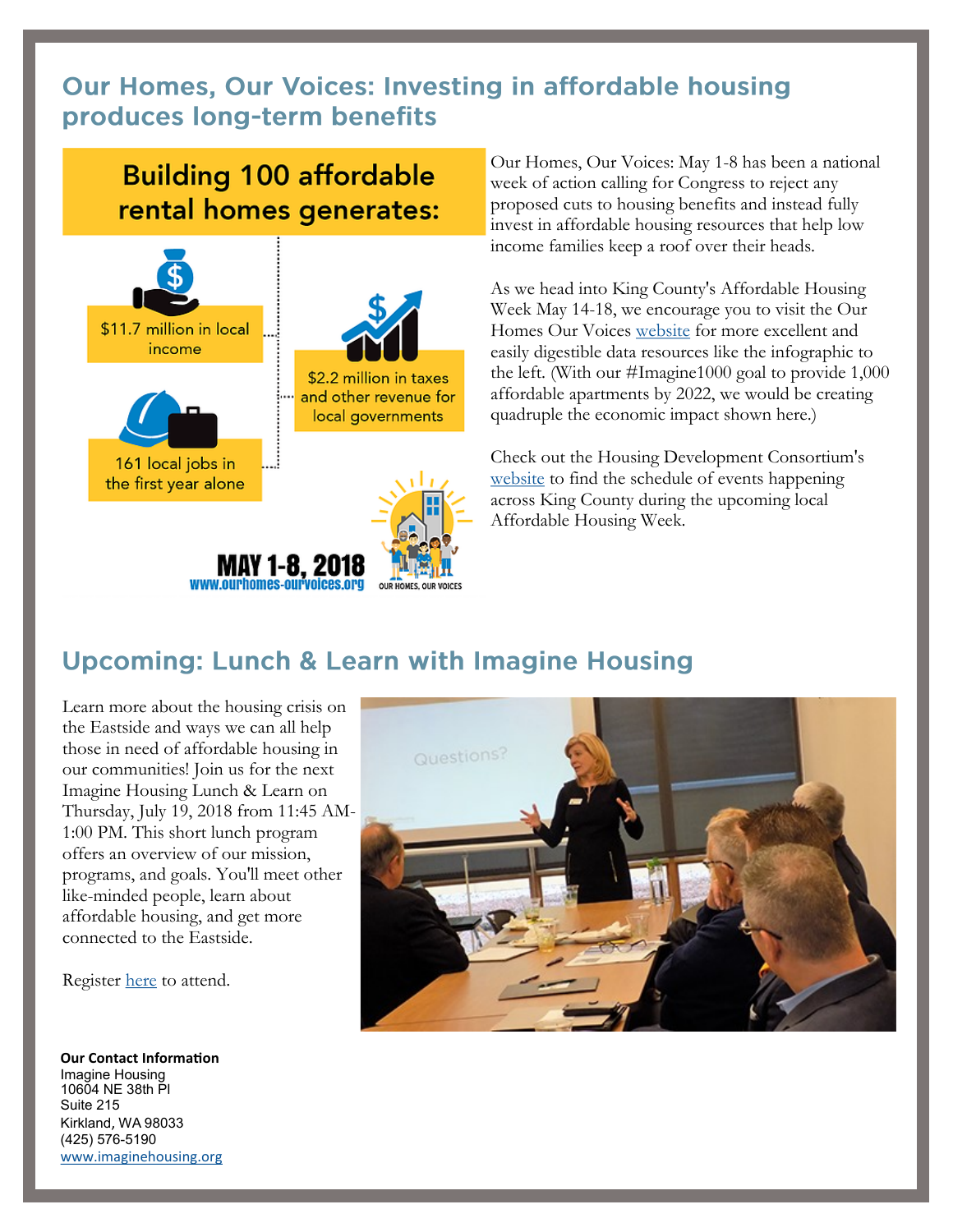## Our Homes, Our Voices: Investing in affordable housing produces long-term benefits

Building 100 affordable rental homes generates:

$11.7 million in local income

$2.2 million in taxes and other revenue for local governments

161 local jobs in the first year alone

MAY 1-8, 2018
www.ourhomes-ourvoices.org

OUR HOMES, OUR VOICES

Our Homes, Our Voices: May 1-8 has been a national week of action calling for Congress to reject any proposed cuts to housing benefits and instead fully invest in affordable housing resources that help low income families keep a roof over their heads.

As we head into King County's Affordable Housing Week May 14-18, we encourage you to visit the Our Homes Our Voices website for more excellent and easily digestible data resources like the infographic to the left. (With our #Imagine1000 goal to provide 1,000 affordable apartments by 2022, we would be creating quadruple the economic impact shown here.)

Check out the Housing Development Consortium's website to find the schedule of events happening across King County during the upcoming local Affordable Housing Week.

## Upcoming: Lunch & Learn with Imagine Housing

Learn more about the housing crisis on the Eastside and ways we can all help those in need of affordable housing in our communities! Join us for the next Imagine Housing Lunch & Learn on Thursday, July 19, 2018 from 11:45 AM-1:00 PM. This short lunch program offers an overview of our mission, programs, and goals. You'll meet other like-minded people, learn about affordable housing, and get more connected to the Eastside.

Register here to attend.

**Our Contact Information**
Imagine Housing
10604 NE 38th Pl
Suite 215
Kirkland, WA 98033
(425) 576-5190
www.imaginehousing.org